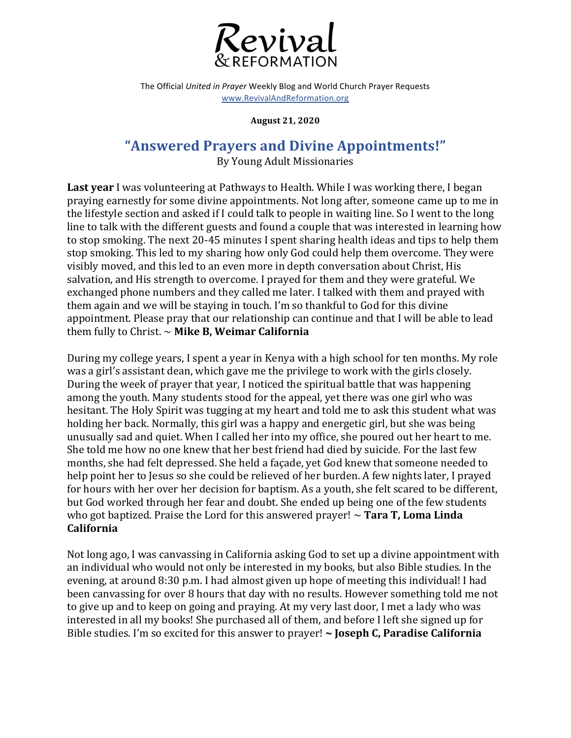# Revival & REFORMATION

The Official *United in Prayer* Weekly Blog and World Church Prayer Requests
www.RevivalAndReformation.org

**August 21, 2020**

## "Answered Prayers and Divine Appointments!"

By Young Adult Missionaries

**Last year** I was volunteering at Pathways to Health. While I was working there, I began praying earnestly for some divine appointments. Not long after, someone came up to me in the lifestyle section and asked if I could talk to people in waiting line. So I went to the long line to talk with the different guests and found a couple that was interested in learning how to stop smoking. The next 20-45 minutes I spent sharing health ideas and tips to help them stop smoking. This led to my sharing how only God could help them overcome. They were visibly moved, and this led to an even more in depth conversation about Christ, His salvation, and His strength to overcome. I prayed for them and they were grateful. We exchanged phone numbers and they called me later. I talked with them and prayed with them again and we will be staying in touch. I'm so thankful to God for this divine appointment. Please pray that our relationship can continue and that I will be able to lead them fully to Christ. ~ **Mike B, Weimar California**

During my college years, I spent a year in Kenya with a high school for ten months. My role was a girl's assistant dean, which gave me the privilege to work with the girls closely. During the week of prayer that year, I noticed the spiritual battle that was happening among the youth. Many students stood for the appeal, yet there was one girl who was hesitant. The Holy Spirit was tugging at my heart and told me to ask this student what was holding her back. Normally, this girl was a happy and energetic girl, but she was being unusually sad and quiet. When I called her into my office, she poured out her heart to me. She told me how no one knew that her best friend had died by suicide. For the last few months, she had felt depressed. She held a façade, yet God knew that someone needed to help point her to Jesus so she could be relieved of her burden. A few nights later, I prayed for hours with her over her decision for baptism. As a youth, she felt scared to be different, but God worked through her fear and doubt. She ended up being one of the few students who got baptized. Praise the Lord for this answered prayer! ~ **Tara T, Loma Linda California**

Not long ago, I was canvassing in California asking God to set up a divine appointment with an individual who would not only be interested in my books, but also Bible studies. In the evening, at around 8:30 p.m. I had almost given up hope of meeting this individual! I had been canvassing for over 8 hours that day with no results. However something told me not to give up and to keep on going and praying. At my very last door, I met a lady who was interested in all my books! She purchased all of them, and before I left she signed up for Bible studies. I'm so excited for this answer to prayer! **~ Joseph C, Paradise California**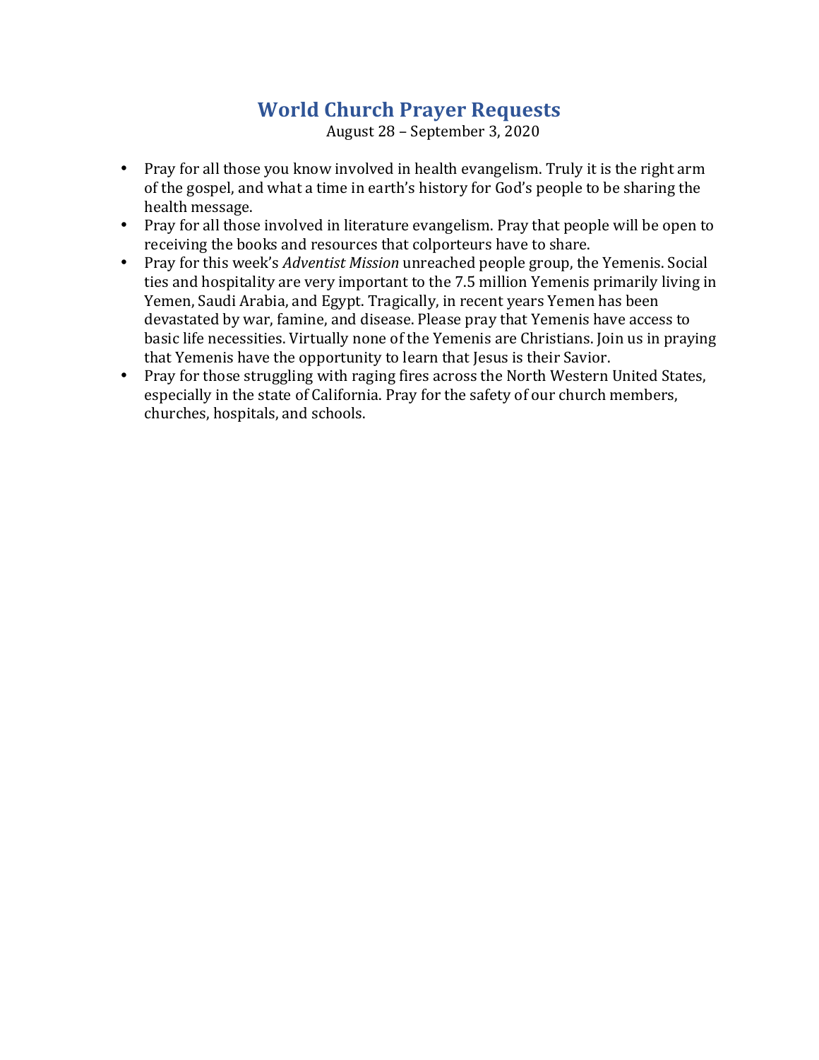# World Church Prayer Requests

August 28 – September 3, 2020

- Pray for all those you know involved in health evangelism. Truly it is the right arm of the gospel, and what a time in earth's history for God's people to be sharing the health message.
- Pray for all those involved in literature evangelism. Pray that people will be open to receiving the books and resources that colporteurs have to share.
- Pray for this week's *Adventist Mission* unreached people group, the Yemenis. Social ties and hospitality are very important to the 7.5 million Yemenis primarily living in Yemen, Saudi Arabia, and Egypt. Tragically, in recent years Yemen has been devastated by war, famine, and disease. Please pray that Yemenis have access to basic life necessities. Virtually none of the Yemenis are Christians. Join us in praying that Yemenis have the opportunity to learn that Jesus is their Savior.
- Pray for those struggling with raging fires across the North Western United States, especially in the state of California. Pray for the safety of our church members, churches, hospitals, and schools.